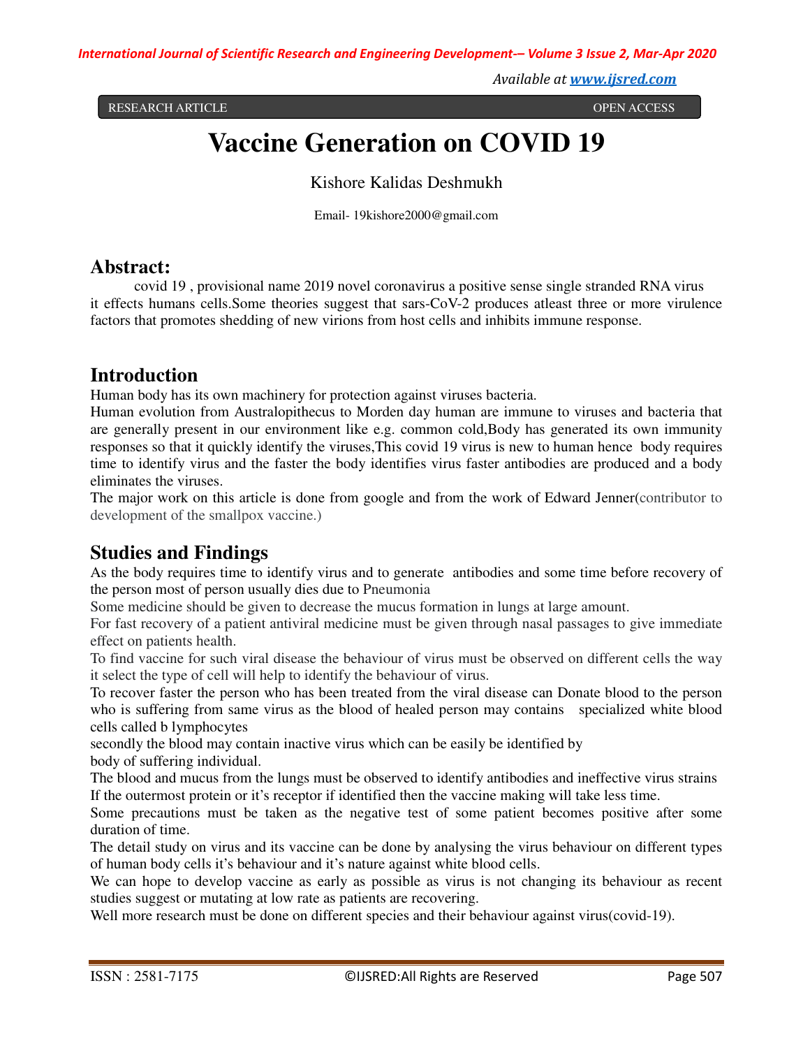# Vaccine Generation on COVID 19

Kishore Kalidas Deshmukh

Email- 19kishore2000@gmail.com

## Abstract:

covid 19 , provisional name 2019 novel coronavirus a positive sense single stranded RNA virus it effects humans cells.Some theories suggest that sars-CoV-2 produces atleast three or more virulence factors that promotes shedding of new virions from host cells and inhibits immune response.

## Introduction

Human body has its own machinery for protection against viruses bacteria.

Human evolution from Australopithecus to Morden day human are immune to viruses and bacteria that are generally present in our environment like e.g. common cold,Body has generated its own immunity responses so that it quickly identify the viruses,This covid 19 virus is new to human hence body requires time to identify virus and the faster the body identifies virus faster antibodies are produced and a body eliminates the viruses.

The major work on this article is done from google and from the work of Edward Jenner(contributor to development of the smallpox vaccine.)

## Studies and Findings

As the body requires time to identify virus and to generate antibodies and some time before recovery of the person most of person usually dies due to Pneumonia

Some medicine should be given to decrease the mucus formation in lungs at large amount.

For fast recovery of a patient antiviral medicine must be given through nasal passages to give immediate effect on patients health.

To find vaccine for such viral disease the behaviour of virus must be observed on different cells the way it select the type of cell will help to identify the behaviour of virus.

To recover faster the person who has been treated from the viral disease can Donate blood to the person who is suffering from same virus as the blood of healed person may contains specialized white blood cells called b lymphocytes

secondly the blood may contain inactive virus which can be easily be identified by body of suffering individual.

The blood and mucus from the lungs must be observed to identify antibodies and ineffective virus strains

If the outermost protein or it's receptor if identified then the vaccine making will take less time.

Some precautions must be taken as the negative test of some patient becomes positive after some duration of time.

The detail study on virus and its vaccine can be done by analysing the virus behaviour on different types of human body cells it's behaviour and it's nature against white blood cells.

We can hope to develop vaccine as early as possible as virus is not changing its behaviour as recent studies suggest or mutating at low rate as patients are recovering.

Well more research must be done on different species and their behaviour against virus(covid-19).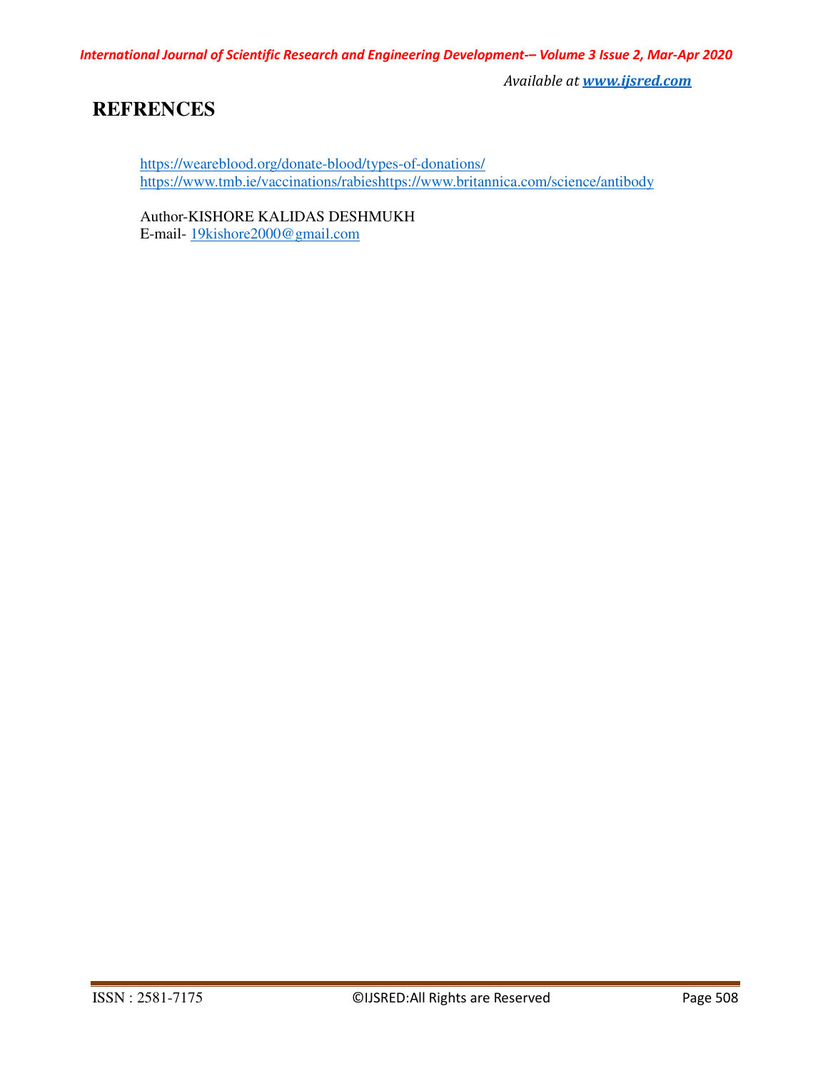## REFRENCES

https://weareblood.org/donate-blood/types-of-donations/
https://www.tmb.ie/vaccinations/rabieshttps://www.britannica.com/science/antibody

Author-KISHORE KALIDAS DESHMUKH
E-mail- 19kishore2000@gmail.com